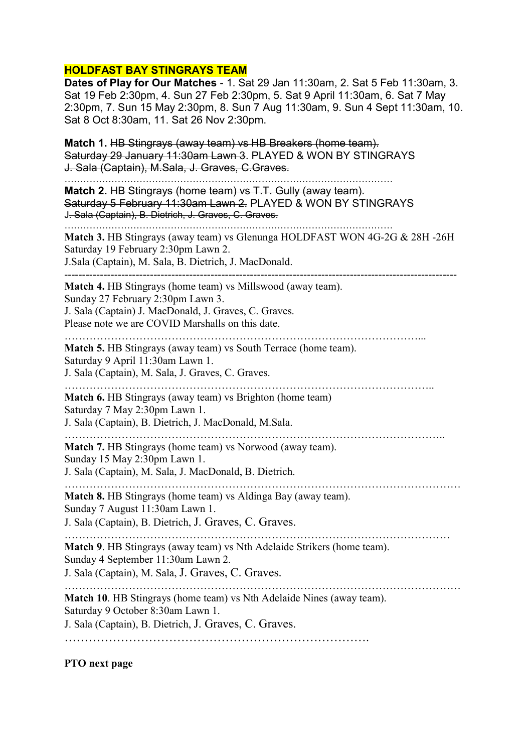**HOLDFAST BAY STINGRAYS TEAM**

**Dates of Play for Our Matches** - 1. Sat 29 Jan 11:30am, 2. Sat 5 Feb 11:30am, 3. Sat 19 Feb 2:30pm, 4. Sun 27 Feb 2:30pm, 5. Sat 9 April 11:30am, 6. Sat 7 May 2:30pm, 7. Sun 15 May 2:30pm, 8. Sun 7 Aug 11:30am, 9. Sun 4 Sept 11:30am, 10. Sat 8 Oct 8:30am, 11. Sat 26 Nov 2:30pm.

**Match 1.** ~~HB Stingrays (away team) vs HB Breakers (home team).~~
~~Saturday 29 January 11:30am Lawn 3~~. PLAYED & WON BY STINGRAYS
~~J. Sala (Captain), M.Sala, J. Graves, C.Graves.~~

……………………………………………………………………………………………

**Match 2.** ~~HB Stingrays (home team) vs T.T. Gully (away team).~~
~~Saturday 5 February 11:30am Lawn 2.~~ PLAYED & WON BY STINGRAYS
~~J. Sala (Captain), B. Dietrich, J. Graves, C. Graves.~~

……………………………………………………………………………………………

**Match 3.** HB Stingrays (away team) vs Glenunga HOLDFAST WON 4G-2G & 28H -26H
Saturday 19 February 2:30pm Lawn 2.
J.Sala (Captain), M. Sala, B. Dietrich, J. MacDonald.

------------------------------------------------------------------------------------------------------------

**Match 4.** HB Stingrays (home team) vs Millswood (away team).
Sunday 27 February 2:30pm Lawn 3.
J. Sala (Captain) J. MacDonald, J. Graves, C. Graves.
Please note we are COVID Marshalls on this date.

……………………………………………………………………………………...

**Match 5.** HB Stingrays (away team) vs South Terrace (home team).
Saturday 9 April 11:30am Lawn 1.
J. Sala (Captain), M. Sala, J. Graves, C. Graves.

……………………………………………………………………………………..

**Match 6.** HB Stingrays (away team) vs Brighton (home team)
Saturday 7 May 2:30pm Lawn 1.
J. Sala (Captain), B. Dietrich, J. MacDonald, M.Sala.

……………………………………………………………………………………………..

**Match 7.** HB Stingrays (home team) vs Norwood (away team).
Sunday 15 May 2:30pm Lawn 1.
J. Sala (Captain), M. Sala, J. MacDonald, B. Dietrich.

…………………………………………………………………………………………………

**Match 8.** HB Stingrays (home team) vs Aldinga Bay (away team).
Sunday 7 August 11:30am Lawn 1.
J. Sala (Captain), B. Dietrich, J. Graves, C. Graves.

………………………………………………………………………………………………

**Match 9**. HB Stingrays (away team) vs Nth Adelaide Strikers (home team).
Sunday 4 September 11:30am Lawn 2.
J. Sala (Captain), M. Sala, J. Graves, C. Graves.

…………………………………………………………………………………………………

**Match 10**. HB Stingrays (home team) vs Nth Adelaide Nines (away team).
Saturday 9 October 8:30am Lawn 1.
J. Sala (Captain), B. Dietrich, J. Graves, C. Graves.

………………………………………………………………….

**PTO next page**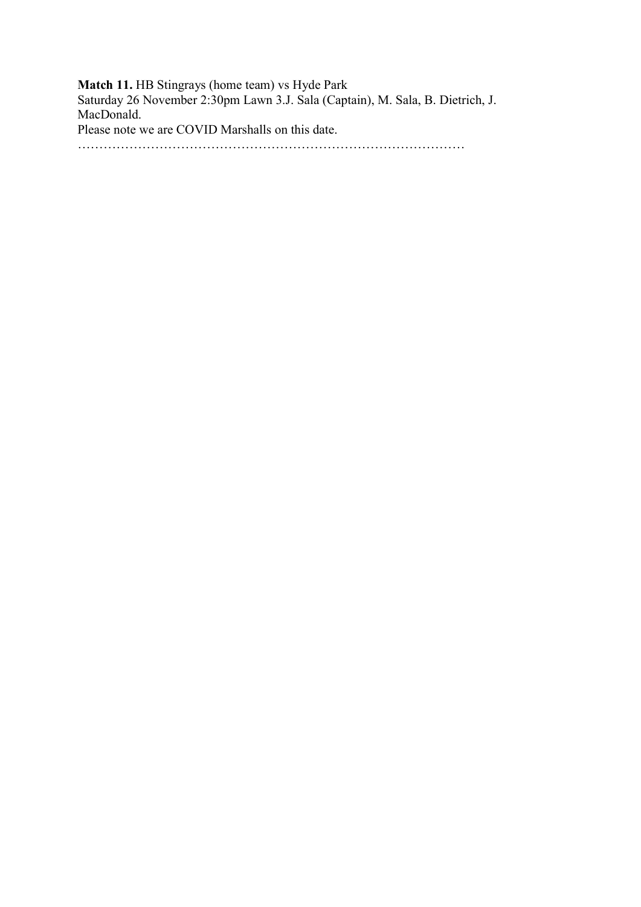**Match 11.** HB Stingrays (home team) vs Hyde Park
Saturday 26 November 2:30pm Lawn 3.J. Sala (Captain), M. Sala, B. Dietrich, J. MacDonald.
Please note we are COVID Marshalls on this date.
………………………………………………………………………………